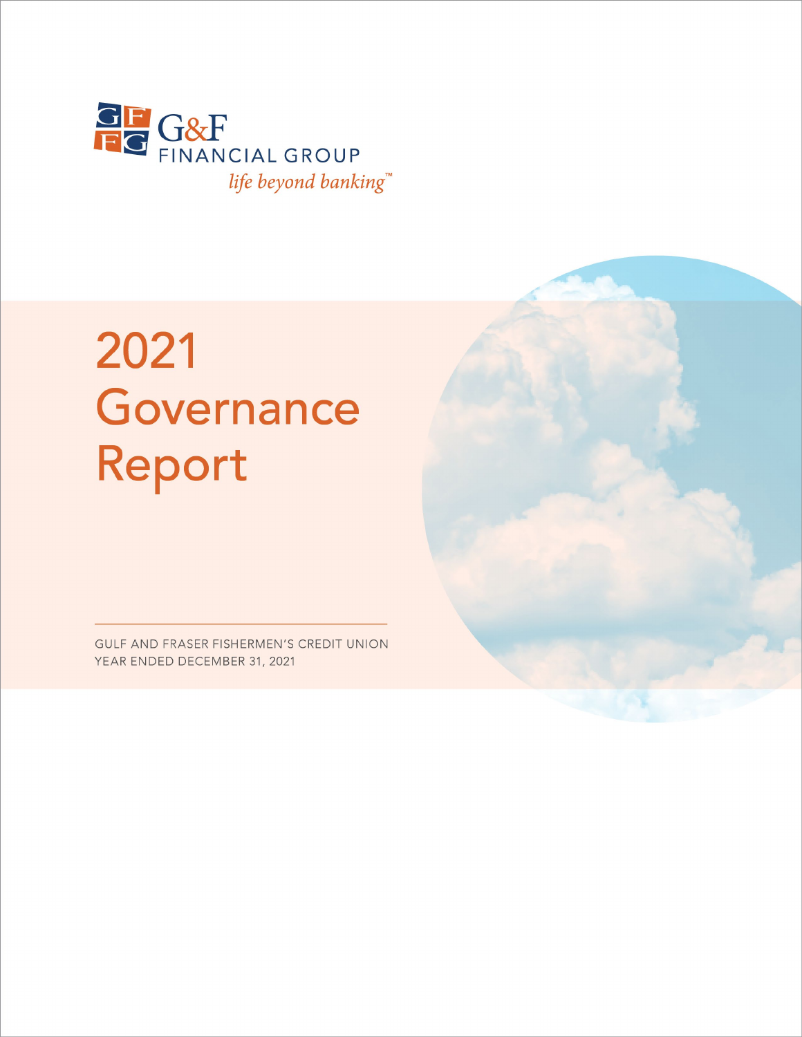G&F FINANCIAL GROUP

*life beyond banking™*

# 2021 Governance Report

GULF AND FRASER FISHERMEN'S CREDIT UNION
YEAR ENDED DECEMBER 31, 2021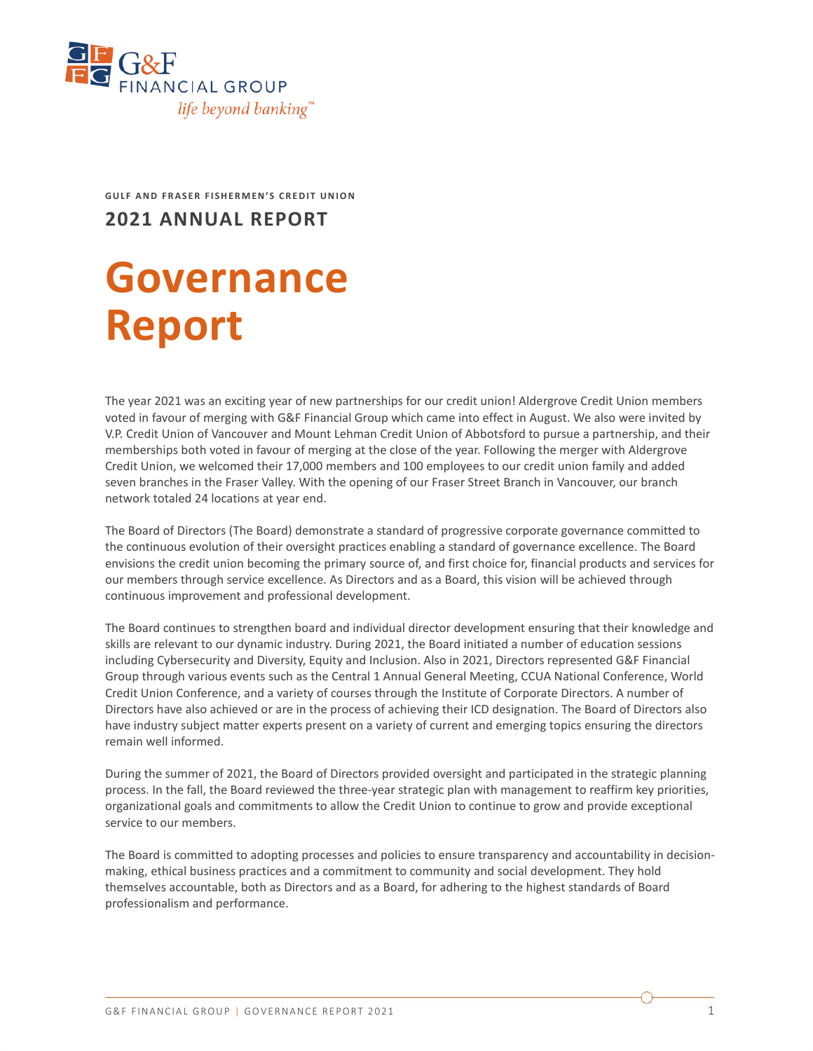G&F FINANCIAL GROUP
*life beyond banking™*

**GULF AND FRASER FISHERMEN'S CREDIT UNION**

## 2021 ANNUAL REPORT

# Governance Report

The year 2021 was an exciting year of new partnerships for our credit union! Aldergrove Credit Union members voted in favour of merging with G&F Financial Group which came into effect in August. We also were invited by V.P. Credit Union of Vancouver and Mount Lehman Credit Union of Abbotsford to pursue a partnership, and their memberships both voted in favour of merging at the close of the year. Following the merger with Aldergrove Credit Union, we welcomed their 17,000 members and 100 employees to our credit union family and added seven branches in the Fraser Valley. With the opening of our Fraser Street Branch in Vancouver, our branch network totaled 24 locations at year end.

The Board of Directors (The Board) demonstrate a standard of progressive corporate governance committed to the continuous evolution of their oversight practices enabling a standard of governance excellence. The Board envisions the credit union becoming the primary source of, and first choice for, financial products and services for our members through service excellence. As Directors and as a Board, this vision will be achieved through continuous improvement and professional development.

The Board continues to strengthen board and individual director development ensuring that their knowledge and skills are relevant to our dynamic industry. During 2021, the Board initiated a number of education sessions including Cybersecurity and Diversity, Equity and Inclusion. Also in 2021, Directors represented G&F Financial Group through various events such as the Central 1 Annual General Meeting, CCUA National Conference, World Credit Union Conference, and a variety of courses through the Institute of Corporate Directors. A number of Directors have also achieved or are in the process of achieving their ICD designation. The Board of Directors also have industry subject matter experts present on a variety of current and emerging topics ensuring the directors remain well informed.

During the summer of 2021, the Board of Directors provided oversight and participated in the strategic planning process. In the fall, the Board reviewed the three-year strategic plan with management to reaffirm key priorities, organizational goals and commitments to allow the Credit Union to continue to grow and provide exceptional service to our members.

The Board is committed to adopting processes and policies to ensure transparency and accountability in decision-making, ethical business practices and a commitment to community and social development. They hold themselves accountable, both as Directors and as a Board, for adhering to the highest standards of Board professionalism and performance.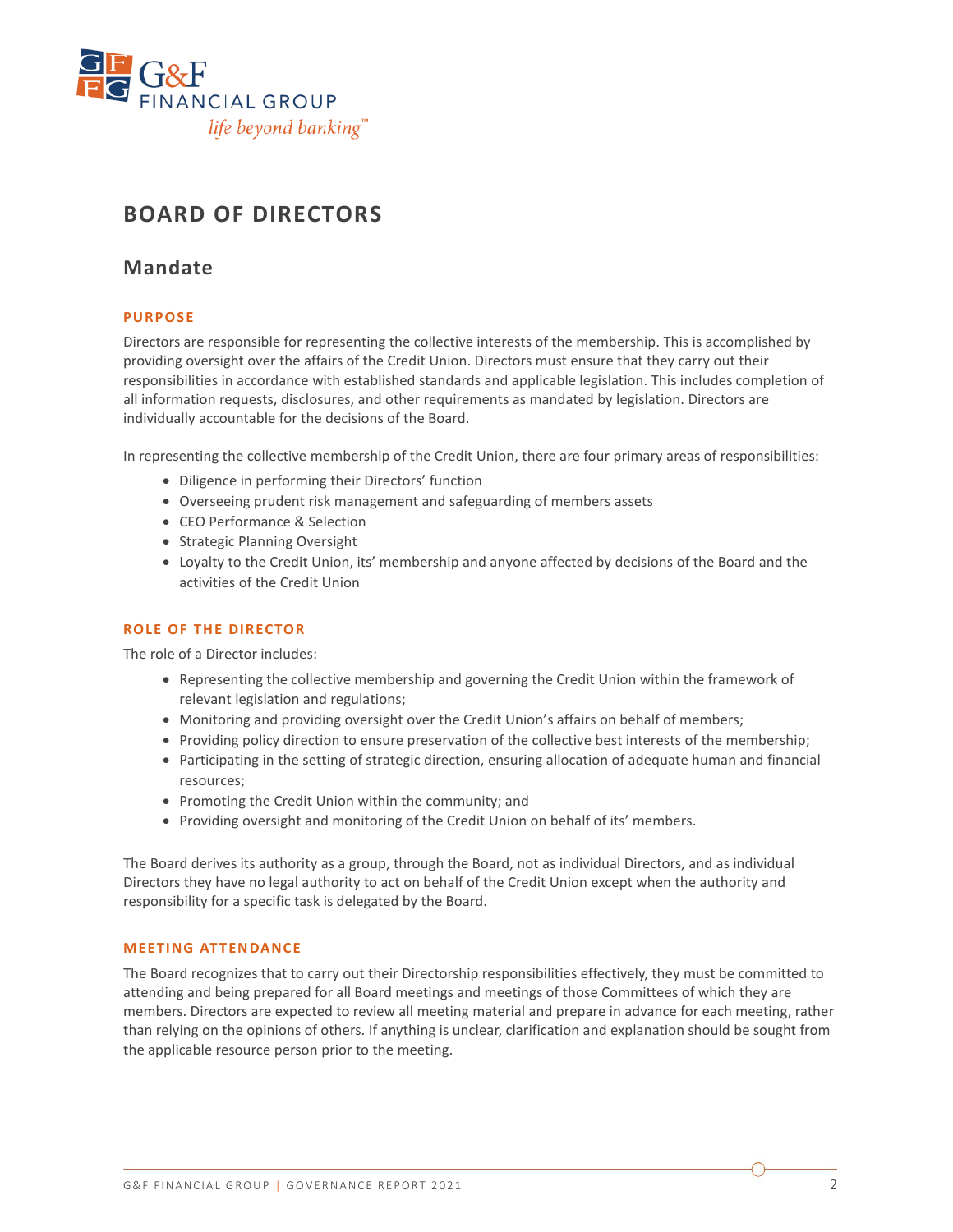# BOARD OF DIRECTORS

## Mandate

### PURPOSE

Directors are responsible for representing the collective interests of the membership. This is accomplished by providing oversight over the affairs of the Credit Union. Directors must ensure that they carry out their responsibilities in accordance with established standards and applicable legislation. This includes completion of all information requests, disclosures, and other requirements as mandated by legislation. Directors are individually accountable for the decisions of the Board.

In representing the collective membership of the Credit Union, there are four primary areas of responsibilities:

- Diligence in performing their Directors' function
- Overseeing prudent risk management and safeguarding of members assets
- CEO Performance & Selection
- Strategic Planning Oversight
- Loyalty to the Credit Union, its' membership and anyone affected by decisions of the Board and the activities of the Credit Union

### ROLE OF THE DIRECTOR

The role of a Director includes:

- Representing the collective membership and governing the Credit Union within the framework of relevant legislation and regulations;
- Monitoring and providing oversight over the Credit Union's affairs on behalf of members;
- Providing policy direction to ensure preservation of the collective best interests of the membership;
- Participating in the setting of strategic direction, ensuring allocation of adequate human and financial resources;
- Promoting the Credit Union within the community; and
- Providing oversight and monitoring of the Credit Union on behalf of its' members.

The Board derives its authority as a group, through the Board, not as individual Directors, and as individual Directors they have no legal authority to act on behalf of the Credit Union except when the authority and responsibility for a specific task is delegated by the Board.

### MEETING ATTENDANCE

The Board recognizes that to carry out their Directorship responsibilities effectively, they must be committed to attending and being prepared for all Board meetings and meetings of those Committees of which they are members. Directors are expected to review all meeting material and prepare in advance for each meeting, rather than relying on the opinions of others. If anything is unclear, clarification and explanation should be sought from the applicable resource person prior to the meeting.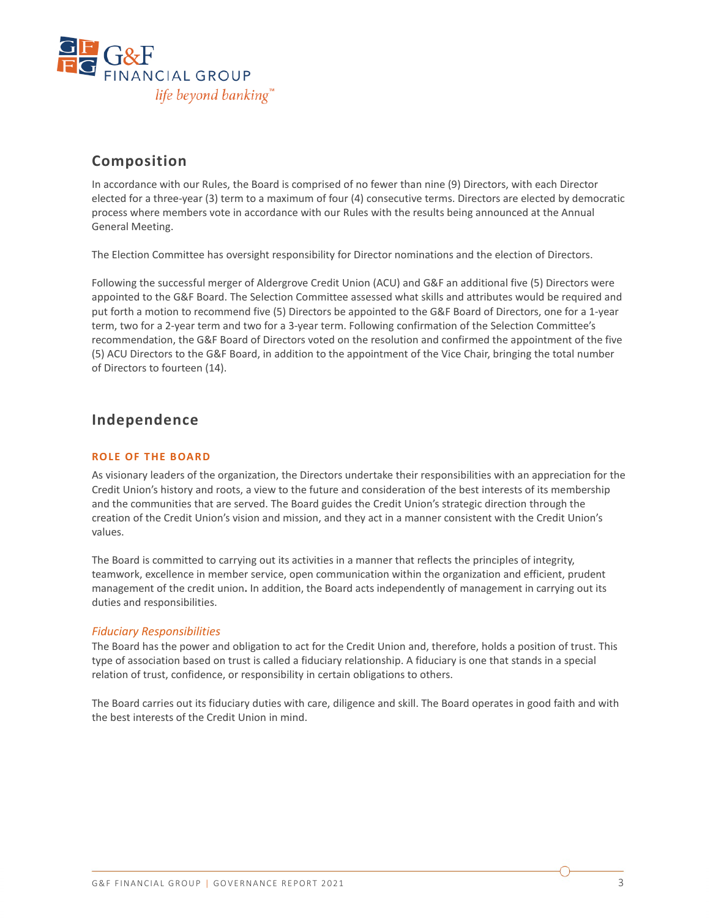## Composition

In accordance with our Rules, the Board is comprised of no fewer than nine (9) Directors, with each Director elected for a three-year (3) term to a maximum of four (4) consecutive terms. Directors are elected by democratic process where members vote in accordance with our Rules with the results being announced at the Annual General Meeting.

The Election Committee has oversight responsibility for Director nominations and the election of Directors.

Following the successful merger of Aldergrove Credit Union (ACU) and G&F an additional five (5) Directors were appointed to the G&F Board. The Selection Committee assessed what skills and attributes would be required and put forth a motion to recommend five (5) Directors be appointed to the G&F Board of Directors, one for a 1-year term, two for a 2-year term and two for a 3-year term. Following confirmation of the Selection Committee's recommendation, the G&F Board of Directors voted on the resolution and confirmed the appointment of the five (5) ACU Directors to the G&F Board, in addition to the appointment of the Vice Chair, bringing the total number of Directors to fourteen (14).

## Independence

### ROLE OF THE BOARD

As visionary leaders of the organization, the Directors undertake their responsibilities with an appreciation for the Credit Union's history and roots, a view to the future and consideration of the best interests of its membership and the communities that are served. The Board guides the Credit Union's strategic direction through the creation of the Credit Union's vision and mission, and they act in a manner consistent with the Credit Union's values.

The Board is committed to carrying out its activities in a manner that reflects the principles of integrity, teamwork, excellence in member service, open communication within the organization and efficient, prudent management of the credit union**.** In addition, the Board acts independently of management in carrying out its duties and responsibilities.

*Fiduciary Responsibilities*

The Board has the power and obligation to act for the Credit Union and, therefore, holds a position of trust. This type of association based on trust is called a fiduciary relationship. A fiduciary is one that stands in a special relation of trust, confidence, or responsibility in certain obligations to others.

The Board carries out its fiduciary duties with care, diligence and skill. The Board operates in good faith and with the best interests of the Credit Union in mind.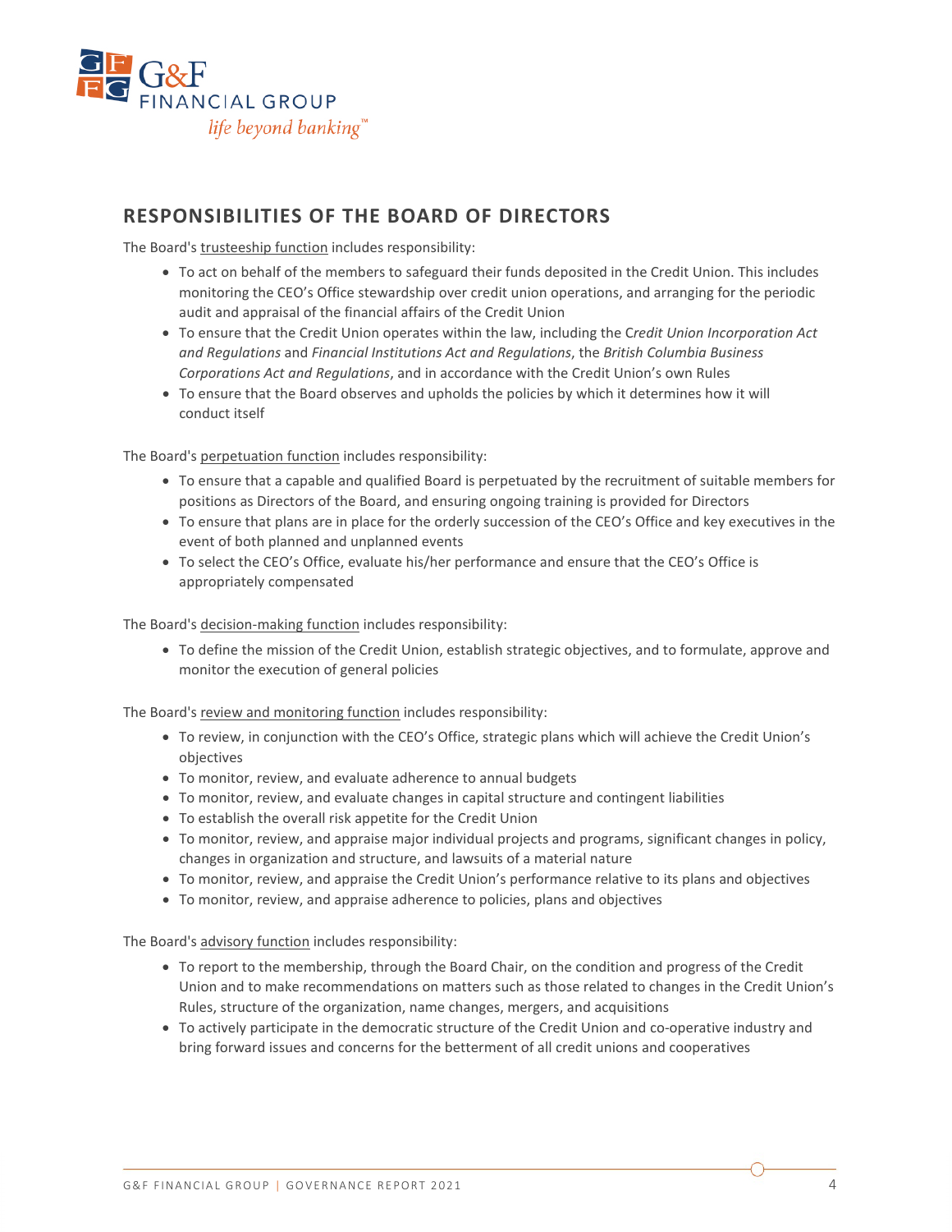## RESPONSIBILITIES OF THE BOARD OF DIRECTORS

The Board's trusteeship function includes responsibility:

- To act on behalf of the members to safeguard their funds deposited in the Credit Union. This includes monitoring the CEO's Office stewardship over credit union operations, and arranging for the periodic audit and appraisal of the financial affairs of the Credit Union
- To ensure that the Credit Union operates within the law, including the *Credit Union Incorporation Act and Regulations* and *Financial Institutions Act and Regulations*, the *British Columbia Business Corporations Act and Regulations*, and in accordance with the Credit Union's own Rules
- To ensure that the Board observes and upholds the policies by which it determines how it will conduct itself

The Board's perpetuation function includes responsibility:

- To ensure that a capable and qualified Board is perpetuated by the recruitment of suitable members for positions as Directors of the Board, and ensuring ongoing training is provided for Directors
- To ensure that plans are in place for the orderly succession of the CEO's Office and key executives in the event of both planned and unplanned events
- To select the CEO's Office, evaluate his/her performance and ensure that the CEO's Office is appropriately compensated

The Board's decision-making function includes responsibility:

- To define the mission of the Credit Union, establish strategic objectives, and to formulate, approve and monitor the execution of general policies

The Board's review and monitoring function includes responsibility:

- To review, in conjunction with the CEO's Office, strategic plans which will achieve the Credit Union's objectives
- To monitor, review, and evaluate adherence to annual budgets
- To monitor, review, and evaluate changes in capital structure and contingent liabilities
- To establish the overall risk appetite for the Credit Union
- To monitor, review, and appraise major individual projects and programs, significant changes in policy, changes in organization and structure, and lawsuits of a material nature
- To monitor, review, and appraise the Credit Union's performance relative to its plans and objectives
- To monitor, review, and appraise adherence to policies, plans and objectives

The Board's advisory function includes responsibility:

- To report to the membership, through the Board Chair, on the condition and progress of the Credit Union and to make recommendations on matters such as those related to changes in the Credit Union's Rules, structure of the organization, name changes, mergers, and acquisitions
- To actively participate in the democratic structure of the Credit Union and co-operative industry and bring forward issues and concerns for the betterment of all credit unions and cooperatives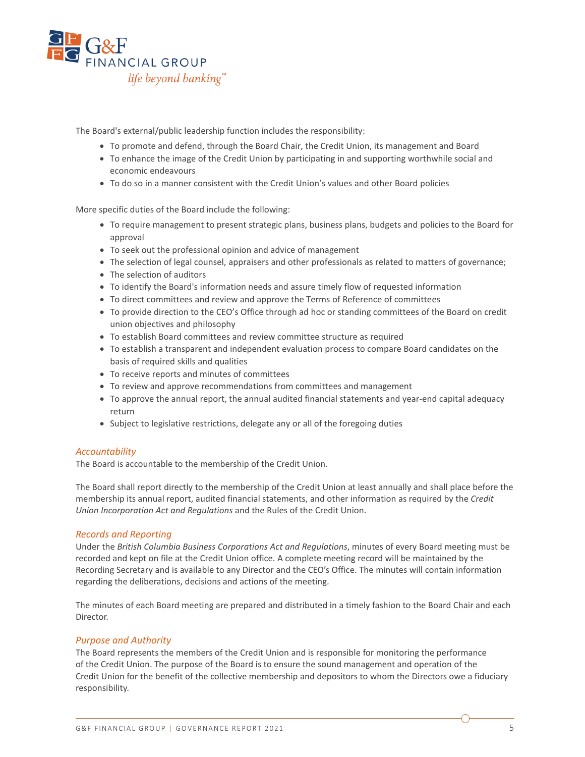The Board's external/public leadership function includes the responsibility:

- To promote and defend, through the Board Chair, the Credit Union, its management and Board
- To enhance the image of the Credit Union by participating in and supporting worthwhile social and economic endeavours
- To do so in a manner consistent with the Credit Union's values and other Board policies

More specific duties of the Board include the following:

- To require management to present strategic plans, business plans, budgets and policies to the Board for approval
- To seek out the professional opinion and advice of management
- The selection of legal counsel, appraisers and other professionals as related to matters of governance;
- The selection of auditors
- To identify the Board's information needs and assure timely flow of requested information
- To direct committees and review and approve the Terms of Reference of committees
- To provide direction to the CEO's Office through ad hoc or standing committees of the Board on credit union objectives and philosophy
- To establish Board committees and review committee structure as required
- To establish a transparent and independent evaluation process to compare Board candidates on the basis of required skills and qualities
- To receive reports and minutes of committees
- To review and approve recommendations from committees and management
- To approve the annual report, the annual audited financial statements and year-end capital adequacy return
- Subject to legislative restrictions, delegate any or all of the foregoing duties

### *Accountability*

The Board is accountable to the membership of the Credit Union.

The Board shall report directly to the membership of the Credit Union at least annually and shall place before the membership its annual report, audited financial statements, and other information as required by the *Credit Union Incorporation Act and Regulations* and the Rules of the Credit Union.

### *Records and Reporting*

Under the *British Columbia Business Corporations Act and Regulations*, minutes of every Board meeting must be recorded and kept on file at the Credit Union office. A complete meeting record will be maintained by the Recording Secretary and is available to any Director and the CEO's Office. The minutes will contain information regarding the deliberations, decisions and actions of the meeting.

The minutes of each Board meeting are prepared and distributed in a timely fashion to the Board Chair and each Director.

### *Purpose and Authority*

The Board represents the members of the Credit Union and is responsible for monitoring the performance of the Credit Union. The purpose of the Board is to ensure the sound management and operation of the Credit Union for the benefit of the collective membership and depositors to whom the Directors owe a fiduciary responsibility.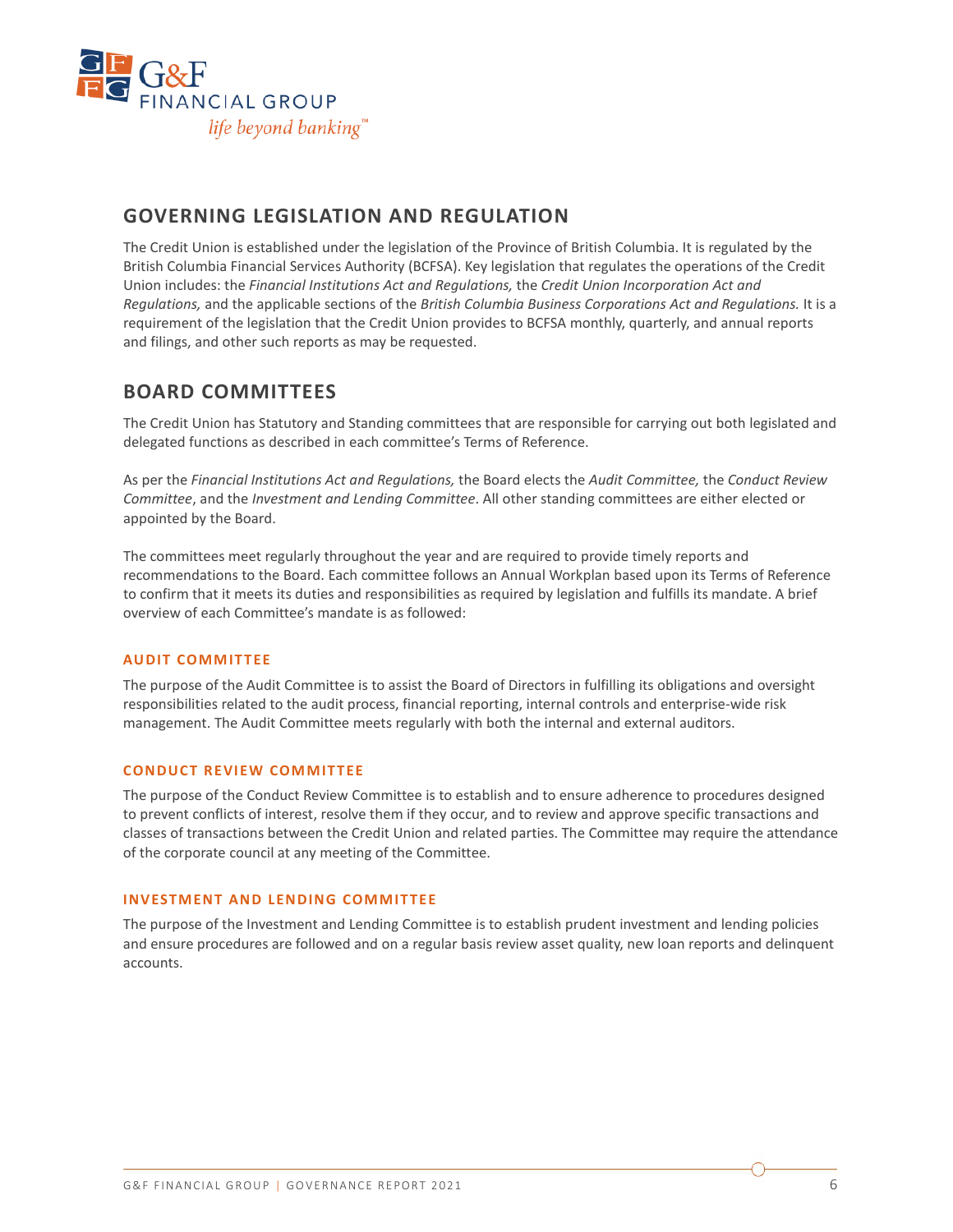## GOVERNING LEGISLATION AND REGULATION

The Credit Union is established under the legislation of the Province of British Columbia. It is regulated by the British Columbia Financial Services Authority (BCFSA). Key legislation that regulates the operations of the Credit Union includes: the *Financial Institutions Act and Regulations,* the *Credit Union Incorporation Act and Regulations,* and the applicable sections of the *British Columbia Business Corporations Act and Regulations.* It is a requirement of the legislation that the Credit Union provides to BCFSA monthly, quarterly, and annual reports and filings, and other such reports as may be requested.

## BOARD COMMITTEES

The Credit Union has Statutory and Standing committees that are responsible for carrying out both legislated and delegated functions as described in each committee's Terms of Reference.

As per the *Financial Institutions Act and Regulations,* the Board elects the *Audit Committee,* the *Conduct Review Committee*, and the *Investment and Lending Committee*. All other standing committees are either elected or appointed by the Board.

The committees meet regularly throughout the year and are required to provide timely reports and recommendations to the Board. Each committee follows an Annual Workplan based upon its Terms of Reference to confirm that it meets its duties and responsibilities as required by legislation and fulfills its mandate. A brief overview of each Committee's mandate is as followed:

### AUDIT COMMITTEE

The purpose of the Audit Committee is to assist the Board of Directors in fulfilling its obligations and oversight responsibilities related to the audit process, financial reporting, internal controls and enterprise-wide risk management. The Audit Committee meets regularly with both the internal and external auditors.

### CONDUCT REVIEW COMMITTEE

The purpose of the Conduct Review Committee is to establish and to ensure adherence to procedures designed to prevent conflicts of interest, resolve them if they occur, and to review and approve specific transactions and classes of transactions between the Credit Union and related parties. The Committee may require the attendance of the corporate council at any meeting of the Committee.

### INVESTMENT AND LENDING COMMITTEE

The purpose of the Investment and Lending Committee is to establish prudent investment and lending policies and ensure procedures are followed and on a regular basis review asset quality, new loan reports and delinquent accounts.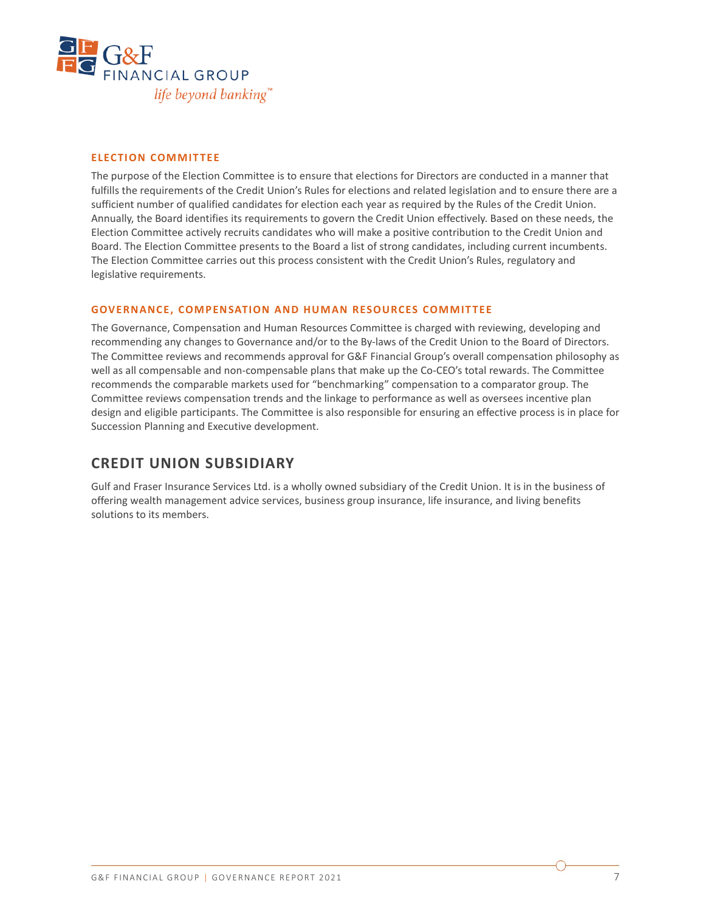### ELECTION COMMITTEE

The purpose of the Election Committee is to ensure that elections for Directors are conducted in a manner that fulfills the requirements of the Credit Union's Rules for elections and related legislation and to ensure there are a sufficient number of qualified candidates for election each year as required by the Rules of the Credit Union. Annually, the Board identifies its requirements to govern the Credit Union effectively. Based on these needs, the Election Committee actively recruits candidates who will make a positive contribution to the Credit Union and Board. The Election Committee presents to the Board a list of strong candidates, including current incumbents. The Election Committee carries out this process consistent with the Credit Union's Rules, regulatory and legislative requirements.

### GOVERNANCE, COMPENSATION AND HUMAN RESOURCES COMMITTEE

The Governance, Compensation and Human Resources Committee is charged with reviewing, developing and recommending any changes to Governance and/or to the By-laws of the Credit Union to the Board of Directors. The Committee reviews and recommends approval for G&F Financial Group's overall compensation philosophy as well as all compensable and non-compensable plans that make up the Co-CEO's total rewards. The Committee recommends the comparable markets used for "benchmarking" compensation to a comparator group. The Committee reviews compensation trends and the linkage to performance as well as oversees incentive plan design and eligible participants. The Committee is also responsible for ensuring an effective process is in place for Succession Planning and Executive development.

## CREDIT UNION SUBSIDIARY

Gulf and Fraser Insurance Services Ltd. is a wholly owned subsidiary of the Credit Union. It is in the business of offering wealth management advice services, business group insurance, life insurance, and living benefits solutions to its members.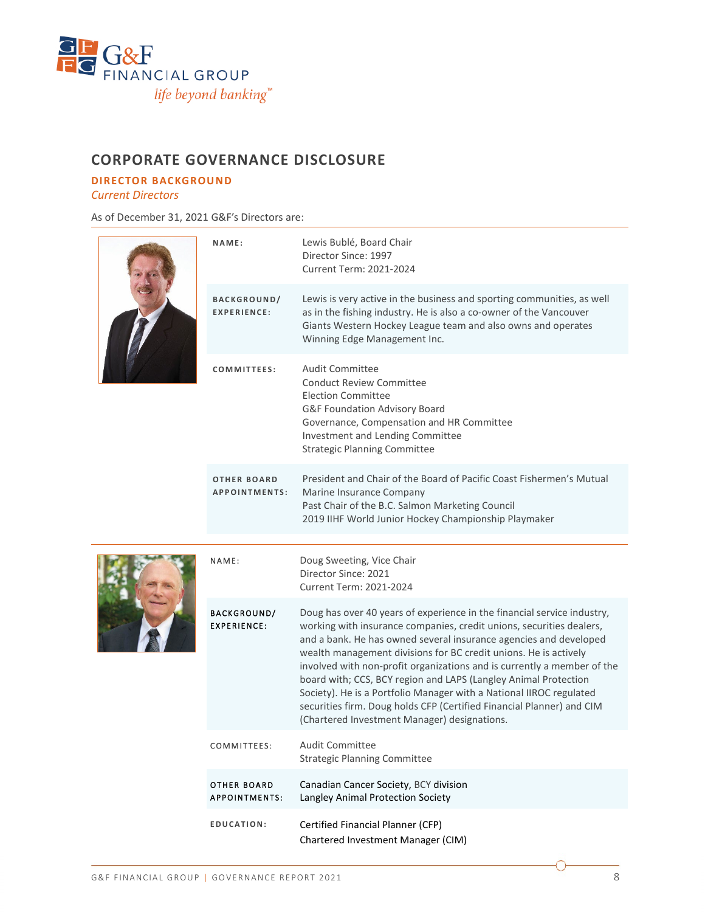## CORPORATE GOVERNANCE DISCLOSURE

### DIRECTOR BACKGROUND

*Current Directors*

As of December 31, 2021 G&F's Directors are:

| | |
|---|---|
| **NAME:** | Lewis Bublé, Board Chair<br>Director Since: 1997<br>Current Term: 2021-2024 |
| **BACKGROUND/ EXPERIENCE:** | Lewis is very active in the business and sporting communities, as well as in the fishing industry. He is also a co-owner of the Vancouver Giants Western Hockey League team and also owns and operates Winning Edge Management Inc. |
| **COMMITTEES:** | Audit Committee<br>Conduct Review Committee<br>Election Committee<br>G&F Foundation Advisory Board<br>Governance, Compensation and HR Committee<br>Investment and Lending Committee<br>Strategic Planning Committee |
| **OTHER BOARD APPOINTMENTS:** | President and Chair of the Board of Pacific Coast Fishermen's Mutual Marine Insurance Company<br>Past Chair of the B.C. Salmon Marketing Council<br>2019 IIHF World Junior Hockey Championship Playmaker |

| | |
|---|---|
| **NAME:** | Doug Sweeting, Vice Chair<br>Director Since: 2021<br>Current Term: 2021-2024 |
| **BACKGROUND/ EXPERIENCE:** | Doug has over 40 years of experience in the financial service industry, working with insurance companies, credit unions, securities dealers, and a bank. He has owned several insurance agencies and developed wealth management divisions for BC credit unions. He is actively involved with non-profit organizations and is currently a member of the board with; CCS, BCY region and LAPS (Langley Animal Protection Society). He is a Portfolio Manager with a National IIROC regulated securities firm. Doug holds CFP (Certified Financial Planner) and CIM (Chartered Investment Manager) designations. |
| **COMMITTEES:** | Audit Committee<br>Strategic Planning Committee |
| **OTHER BOARD APPOINTMENTS:** | Canadian Cancer Society, BCY division<br>Langley Animal Protection Society |
| **EDUCATION:** | Certified Financial Planner (CFP)<br>Chartered Investment Manager (CIM) |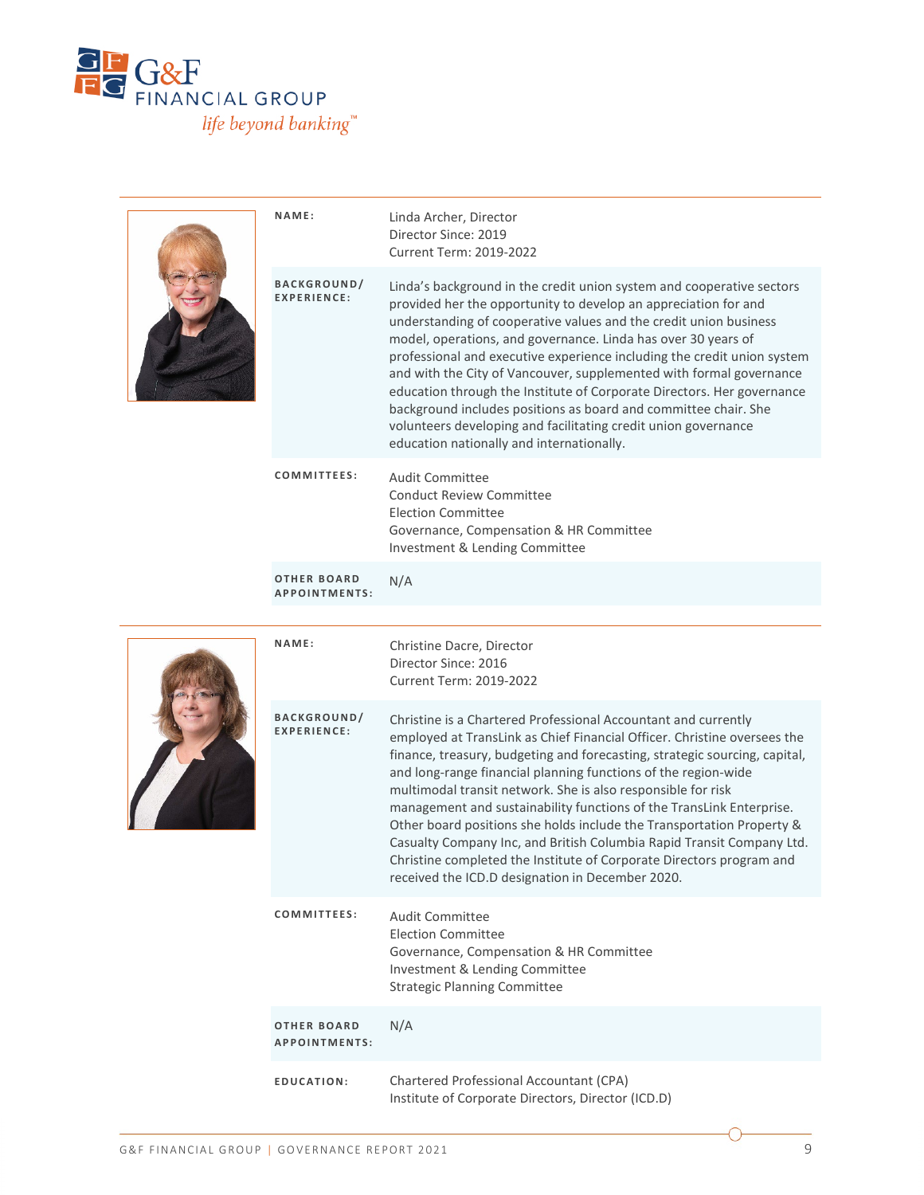| | |
|---|---|
| **NAME:** | Linda Archer, Director<br>Director Since: 2019<br>Current Term: 2019-2022 |
| **BACKGROUND/ EXPERIENCE:** | Linda's background in the credit union system and cooperative sectors provided her the opportunity to develop an appreciation for and understanding of cooperative values and the credit union business model, operations, and governance. Linda has over 30 years of professional and executive experience including the credit union system and with the City of Vancouver, supplemented with formal governance education through the Institute of Corporate Directors. Her governance background includes positions as board and committee chair. She volunteers developing and facilitating credit union governance education nationally and internationally. |
| **COMMITTEES:** | Audit Committee<br>Conduct Review Committee<br>Election Committee<br>Governance, Compensation & HR Committee<br>Investment & Lending Committee |
| **OTHER BOARD APPOINTMENTS:** | N/A |

| | |
|---|---|
| **NAME:** | Christine Dacre, Director<br>Director Since: 2016<br>Current Term: 2019-2022 |
| **BACKGROUND/ EXPERIENCE:** | Christine is a Chartered Professional Accountant and currently employed at TransLink as Chief Financial Officer. Christine oversees the finance, treasury, budgeting and forecasting, strategic sourcing, capital, and long-range financial planning functions of the region-wide multimodal transit network. She is also responsible for risk management and sustainability functions of the TransLink Enterprise. Other board positions she holds include the Transportation Property & Casualty Company Inc, and British Columbia Rapid Transit Company Ltd. Christine completed the Institute of Corporate Directors program and received the ICD.D designation in December 2020. |
| **COMMITTEES:** | Audit Committee<br>Election Committee<br>Governance, Compensation & HR Committee<br>Investment & Lending Committee<br>Strategic Planning Committee |
| **OTHER BOARD APPOINTMENTS:** | N/A |
| **EDUCATION:** | Chartered Professional Accountant (CPA)<br>Institute of Corporate Directors, Director (ICD.D) |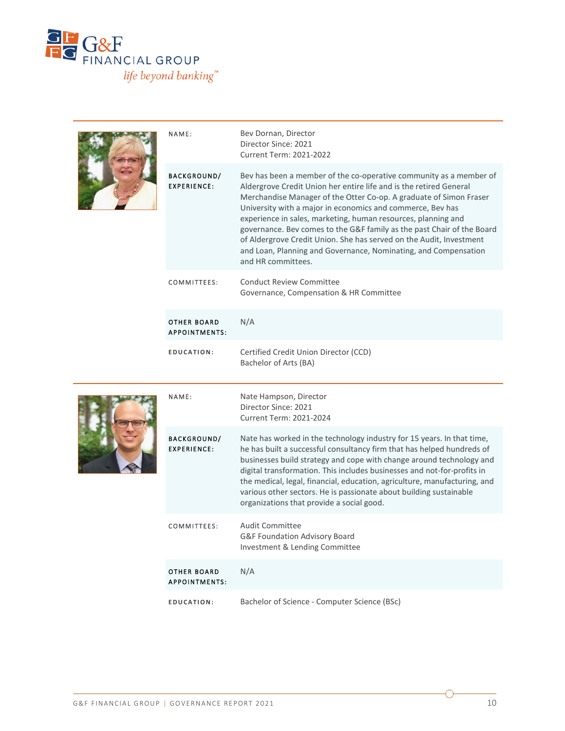| | |
|---|---|
| NAME: | Bev Dornan, Director<br>Director Since: 2021<br>Current Term: 2021-2022 |
| BACKGROUND/ EXPERIENCE: | Bev has been a member of the co-operative community as a member of Aldergrove Credit Union her entire life and is the retired General Merchandise Manager of the Otter Co-op. A graduate of Simon Fraser University with a major in economics and commerce, Bev has experience in sales, marketing, human resources, planning and governance. Bev comes to the G&F family as the past Chair of the Board of Aldergrove Credit Union. She has served on the Audit, Investment and Loan, Planning and Governance, Nominating, and Compensation and HR committees. |
| COMMITTEES: | Conduct Review Committee<br>Governance, Compensation & HR Committee |
| OTHER BOARD APPOINTMENTS: | N/A |
| EDUCATION: | Certified Credit Union Director (CCD)<br>Bachelor of Arts (BA) |

| | |
|---|---|
| NAME: | Nate Hampson, Director<br>Director Since: 2021<br>Current Term: 2021-2024 |
| BACKGROUND/ EXPERIENCE: | Nate has worked in the technology industry for 15 years. In that time, he has built a successful consultancy firm that has helped hundreds of businesses build strategy and cope with change around technology and digital transformation. This includes businesses and not-for-profits in the medical, legal, financial, education, agriculture, manufacturing, and various other sectors. He is passionate about building sustainable organizations that provide a social good. |
| COMMITTEES: | Audit Committee<br>G&F Foundation Advisory Board<br>Investment & Lending Committee |
| OTHER BOARD APPOINTMENTS: | N/A |
| EDUCATION: | Bachelor of Science - Computer Science (BSc) |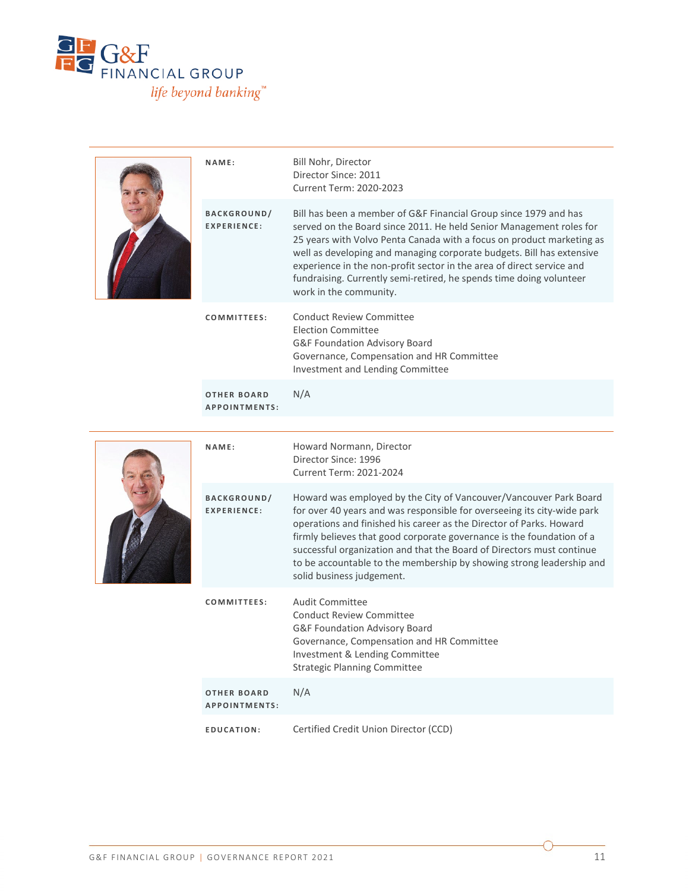| | |
|---|---|
| **NAME:** | Bill Nohr, Director<br>Director Since: 2011<br>Current Term: 2020-2023 |
| **BACKGROUND/ EXPERIENCE:** | Bill has been a member of G&F Financial Group since 1979 and has served on the Board since 2011. He held Senior Management roles for 25 years with Volvo Penta Canada with a focus on product marketing as well as developing and managing corporate budgets. Bill has extensive experience in the non-profit sector in the area of direct service and fundraising. Currently semi-retired, he spends time doing volunteer work in the community. |
| **COMMITTEES:** | Conduct Review Committee<br>Election Committee<br>G&F Foundation Advisory Board<br>Governance, Compensation and HR Committee<br>Investment and Lending Committee |
| **OTHER BOARD APPOINTMENTS:** | N/A |

| | |
|---|---|
| **NAME:** | Howard Normann, Director<br>Director Since: 1996<br>Current Term: 2021-2024 |
| **BACKGROUND/ EXPERIENCE:** | Howard was employed by the City of Vancouver/Vancouver Park Board for over 40 years and was responsible for overseeing its city-wide park operations and finished his career as the Director of Parks. Howard firmly believes that good corporate governance is the foundation of a successful organization and that the Board of Directors must continue to be accountable to the membership by showing strong leadership and solid business judgement. |
| **COMMITTEES:** | Audit Committee<br>Conduct Review Committee<br>G&F Foundation Advisory Board<br>Governance, Compensation and HR Committee<br>Investment & Lending Committee<br>Strategic Planning Committee |
| **OTHER BOARD APPOINTMENTS:** | N/A |
| **EDUCATION:** | Certified Credit Union Director (CCD) |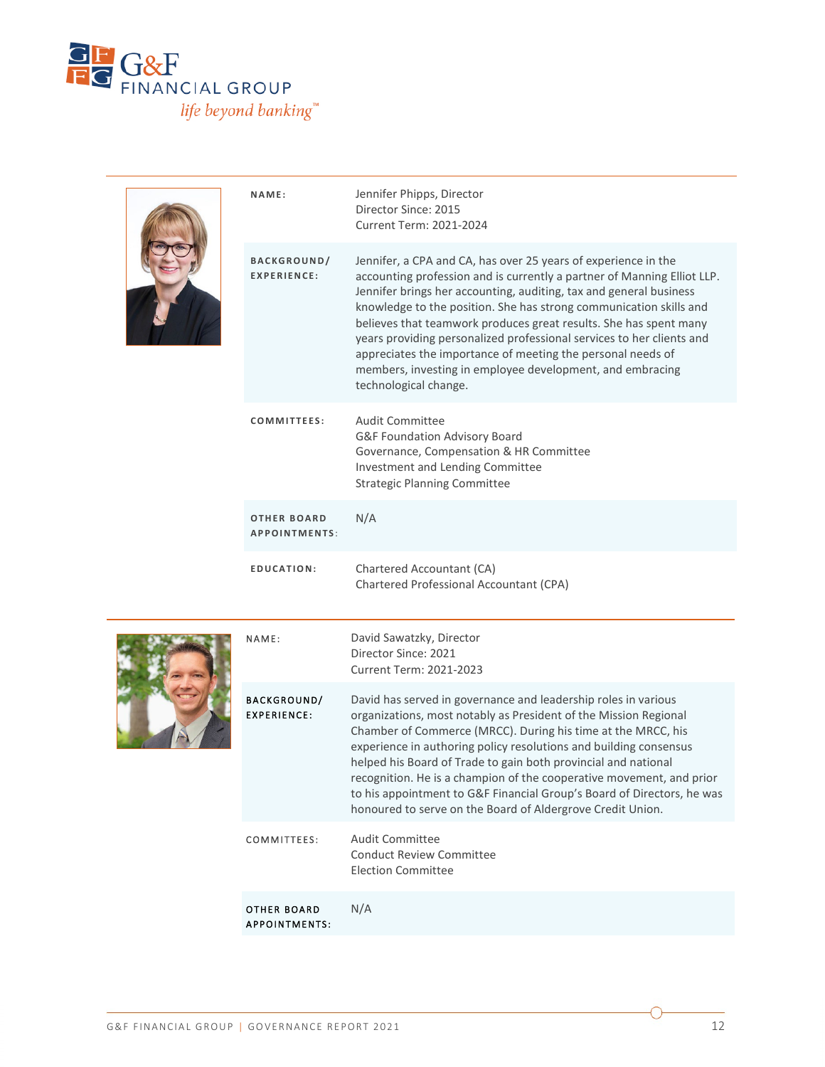| | |
|---|---|
| **NAME:** | Jennifer Phipps, Director<br>Director Since: 2015<br>Current Term: 2021-2024 |
| **BACKGROUND/ EXPERIENCE:** | Jennifer, a CPA and CA, has over 25 years of experience in the accounting profession and is currently a partner of Manning Elliot LLP. Jennifer brings her accounting, auditing, tax and general business knowledge to the position. She has strong communication skills and believes that teamwork produces great results. She has spent many years providing personalized professional services to her clients and appreciates the importance of meeting the personal needs of members, investing in employee development, and embracing technological change. |
| **COMMITTEES:** | Audit Committee<br>G&F Foundation Advisory Board<br>Governance, Compensation & HR Committee<br>Investment and Lending Committee<br>Strategic Planning Committee |
| **OTHER BOARD APPOINTMENTS:** | N/A |
| **EDUCATION:** | Chartered Accountant (CA)<br>Chartered Professional Accountant (CPA) |

| | |
|---|---|
| **NAME:** | David Sawatzky, Director<br>Director Since: 2021<br>Current Term: 2021-2023 |
| **BACKGROUND/ EXPERIENCE:** | David has served in governance and leadership roles in various organizations, most notably as President of the Mission Regional Chamber of Commerce (MRCC). During his time at the MRCC, his experience in authoring policy resolutions and building consensus helped his Board of Trade to gain both provincial and national recognition. He is a champion of the cooperative movement, and prior to his appointment to G&F Financial Group's Board of Directors, he was honoured to serve on the Board of Aldergrove Credit Union. |
| **COMMITTEES:** | Audit Committee<br>Conduct Review Committee<br>Election Committee |
| **OTHER BOARD APPOINTMENTS:** | N/A |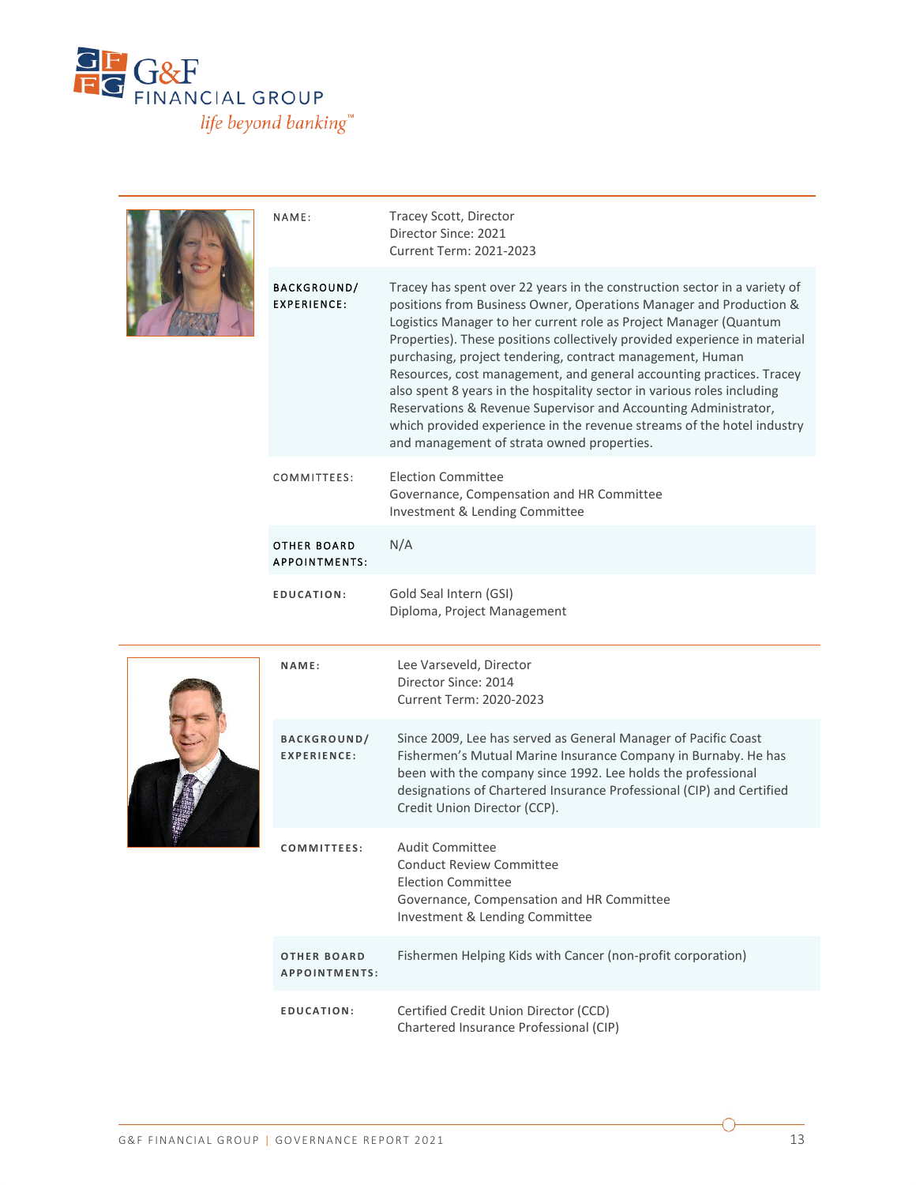| | |
|---|---|
| NAME: | Tracey Scott, Director<br>Director Since: 2021<br>Current Term: 2021-2023 |
| BACKGROUND/ EXPERIENCE: | Tracey has spent over 22 years in the construction sector in a variety of positions from Business Owner, Operations Manager and Production & Logistics Manager to her current role as Project Manager (Quantum Properties). These positions collectively provided experience in material purchasing, project tendering, contract management, Human Resources, cost management, and general accounting practices. Tracey also spent 8 years in the hospitality sector in various roles including Reservations & Revenue Supervisor and Accounting Administrator, which provided experience in the revenue streams of the hotel industry and management of strata owned properties. |
| COMMITTEES: | Election Committee<br>Governance, Compensation and HR Committee<br>Investment & Lending Committee |
| OTHER BOARD APPOINTMENTS: | N/A |
| EDUCATION: | Gold Seal Intern (GSI)<br>Diploma, Project Management |

| | |
|---|---|
| NAME: | Lee Varseveld, Director<br>Director Since: 2014<br>Current Term: 2020-2023 |
| BACKGROUND/ EXPERIENCE: | Since 2009, Lee has served as General Manager of Pacific Coast Fishermen's Mutual Marine Insurance Company in Burnaby. He has been with the company since 1992. Lee holds the professional designations of Chartered Insurance Professional (CIP) and Certified Credit Union Director (CCP). |
| COMMITTEES: | Audit Committee<br>Conduct Review Committee<br>Election Committee<br>Governance, Compensation and HR Committee<br>Investment & Lending Committee |
| OTHER BOARD APPOINTMENTS: | Fishermen Helping Kids with Cancer (non-profit corporation) |
| EDUCATION: | Certified Credit Union Director (CCD)<br>Chartered Insurance Professional (CIP) |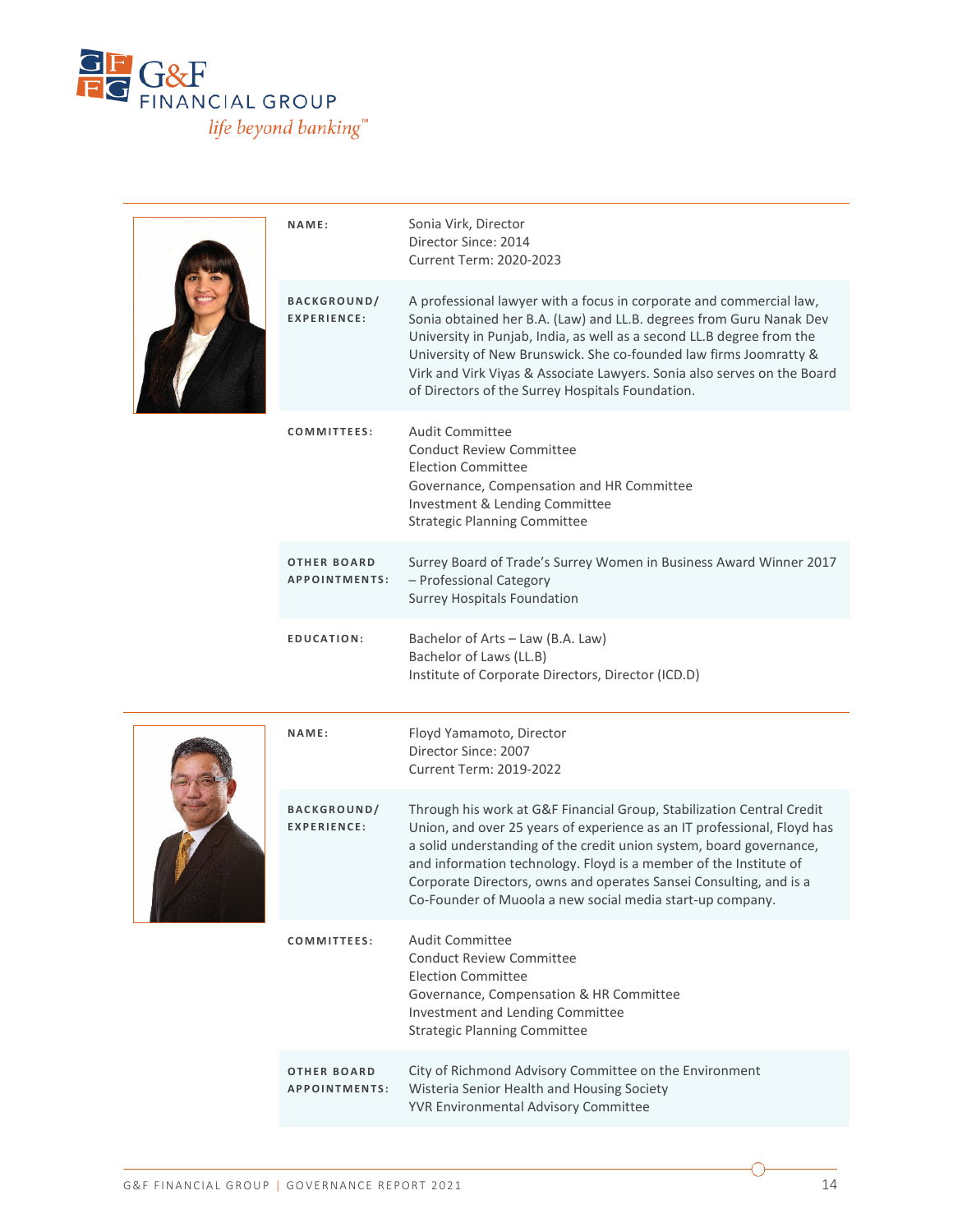| | |
|---|---|
| **NAME:** | Sonia Virk, Director<br>Director Since: 2014<br>Current Term: 2020-2023 |
| **BACKGROUND/ EXPERIENCE:** | A professional lawyer with a focus in corporate and commercial law, Sonia obtained her B.A. (Law) and LL.B. degrees from Guru Nanak Dev University in Punjab, India, as well as a second LL.B degree from the University of New Brunswick. She co-founded law firms Joomratty & Virk and Virk Viyas & Associate Lawyers. Sonia also serves on the Board of Directors of the Surrey Hospitals Foundation. |
| **COMMITTEES:** | Audit Committee<br>Conduct Review Committee<br>Election Committee<br>Governance, Compensation and HR Committee<br>Investment & Lending Committee<br>Strategic Planning Committee |
| **OTHER BOARD APPOINTMENTS:** | Surrey Board of Trade's Surrey Women in Business Award Winner 2017 – Professional Category<br>Surrey Hospitals Foundation |
| **EDUCATION:** | Bachelor of Arts – Law (B.A. Law)<br>Bachelor of Laws (LL.B)<br>Institute of Corporate Directors, Director (ICD.D) |

| | |
|---|---|
| **NAME:** | Floyd Yamamoto, Director<br>Director Since: 2007<br>Current Term: 2019-2022 |
| **BACKGROUND/ EXPERIENCE:** | Through his work at G&F Financial Group, Stabilization Central Credit Union, and over 25 years of experience as an IT professional, Floyd has a solid understanding of the credit union system, board governance, and information technology. Floyd is a member of the Institute of Corporate Directors, owns and operates Sansei Consulting, and is a Co-Founder of Muoola a new social media start-up company. |
| **COMMITTEES:** | Audit Committee<br>Conduct Review Committee<br>Election Committee<br>Governance, Compensation & HR Committee<br>Investment and Lending Committee<br>Strategic Planning Committee |
| **OTHER BOARD APPOINTMENTS:** | City of Richmond Advisory Committee on the Environment<br>Wisteria Senior Health and Housing Society<br>YVR Environmental Advisory Committee |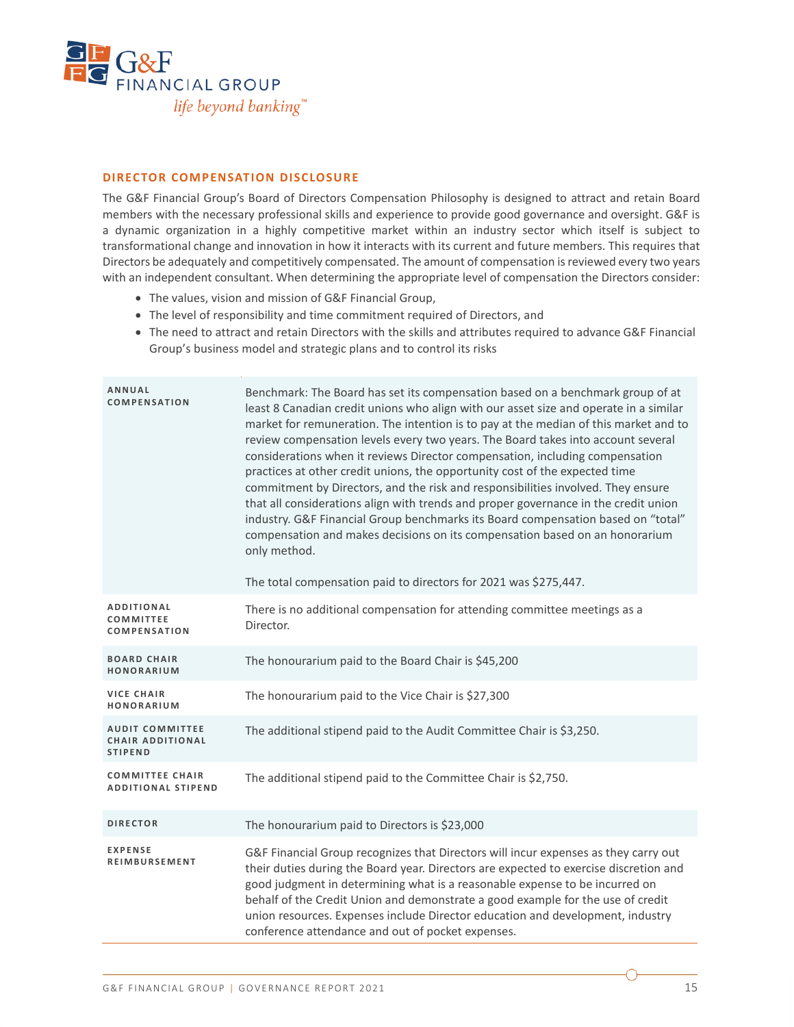## DIRECTOR COMPENSATION DISCLOSURE

The G&F Financial Group's Board of Directors Compensation Philosophy is designed to attract and retain Board members with the necessary professional skills and experience to provide good governance and oversight. G&F is a dynamic organization in a highly competitive market within an industry sector which itself is subject to transformational change and innovation in how it interacts with its current and future members. This requires that Directors be adequately and competitively compensated. The amount of compensation is reviewed every two years with an independent consultant. When determining the appropriate level of compensation the Directors consider:

- The values, vision and mission of G&F Financial Group,
- The level of responsibility and time commitment required of Directors, and
- The need to attract and retain Directors with the skills and attributes required to advance G&F Financial Group's business model and strategic plans and to control its risks

| | |
|---|---|
| **ANNUAL COMPENSATION** | Benchmark: The Board has set its compensation based on a benchmark group of at least 8 Canadian credit unions who align with our asset size and operate in a similar market for remuneration. The intention is to pay at the median of this market and to review compensation levels every two years. The Board takes into account several considerations when it reviews Director compensation, including compensation practices at other credit unions, the opportunity cost of the expected time commitment by Directors, and the risk and responsibilities involved. They ensure that all considerations align with trends and proper governance in the credit union industry. G&F Financial Group benchmarks its Board compensation based on "total" compensation and makes decisions on its compensation based on an honorarium only method.<br><br>The total compensation paid to directors for 2021 was $275,447. |
| **ADDITIONAL COMMITTEE COMPENSATION** | There is no additional compensation for attending committee meetings as a Director. |
| **BOARD CHAIR HONORARIUM** | The honourarium paid to the Board Chair is $45,200 |
| **VICE CHAIR HONORARIUM** | The honourarium paid to the Vice Chair is $27,300 |
| **AUDIT COMMITTEE CHAIR ADDITIONAL STIPEND** | The additional stipend paid to the Audit Committee Chair is $3,250. |
| **COMMITTEE CHAIR ADDITIONAL STIPEND** | The additional stipend paid to the Committee Chair is $2,750. |
| **DIRECTOR** | The honourarium paid to Directors is $23,000 |
| **EXPENSE REIMBURSEMENT** | G&F Financial Group recognizes that Directors will incur expenses as they carry out their duties during the Board year. Directors are expected to exercise discretion and good judgment in determining what is a reasonable expense to be incurred on behalf of the Credit Union and demonstrate a good example for the use of credit union resources. Expenses include Director education and development, industry conference attendance and out of pocket expenses. |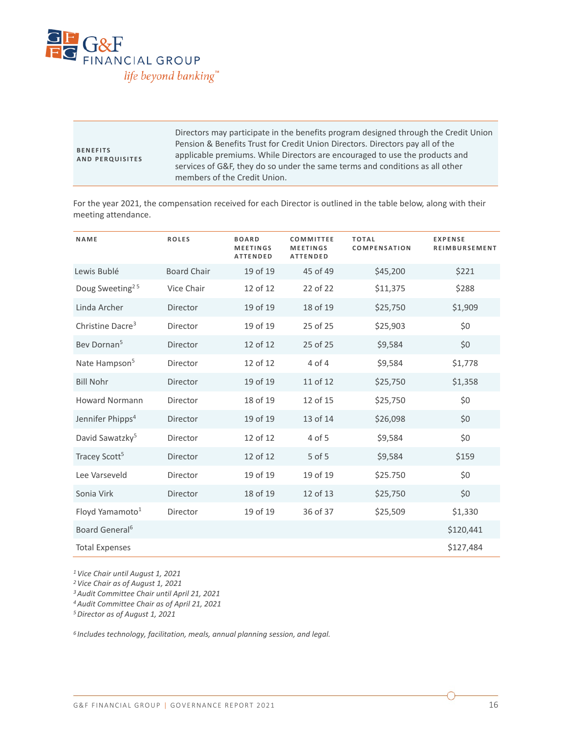| BENEFITS AND PERQUISITES | Directors may participate in the benefits program designed through the Credit Union Pension & Benefits Trust for Credit Union Directors. Directors pay all of the applicable premiums. While Directors are encouraged to use the products and services of G&F, they do so under the same terms and conditions as all other members of the Credit Union. |
|---|---|

For the year 2021, the compensation received for each Director is outlined in the table below, along with their meeting attendance.

| NAME | ROLES | BOARD MEETINGS ATTENDED | COMMITTEE MEETINGS ATTENDED | TOTAL COMPENSATION | EXPENSE REIMBURSEMENT |
|---|---|---|---|---|---|
| Lewis Bublé | Board Chair | 19 of 19 | 45 of 49 | $45,200 | $221 |
| Doug Sweeting[2 5] | Vice Chair | 12 of 12 | 22 of 22 | $11,375 | $288 |
| Linda Archer | Director | 19 of 19 | 18 of 19 | $25,750 | $1,909 |
| Christine Dacre[3] | Director | 19 of 19 | 25 of 25 | $25,903 | $0 |
| Bev Dornan[5] | Director | 12 of 12 | 25 of 25 | $9,584 | $0 |
| Nate Hampson[5] | Director | 12 of 12 | 4 of 4 | $9,584 | $1,778 |
| Bill Nohr | Director | 19 of 19 | 11 of 12 | $25,750 | $1,358 |
| Howard Normann | Director | 18 of 19 | 12 of 15 | $25,750 | $0 |
| Jennifer Phipps[4] | Director | 19 of 19 | 13 of 14 | $26,098 | $0 |
| David Sawatzky[5] | Director | 12 of 12 | 4 of 5 | $9,584 | $0 |
| Tracey Scott[5] | Director | 12 of 12 | 5 of 5 | $9,584 | $159 |
| Lee Varseveld | Director | 19 of 19 | 19 of 19 | $25.750 | $0 |
| Sonia Virk | Director | 18 of 19 | 12 of 13 | $25,750 | $0 |
| Floyd Yamamoto[1] | Director | 19 of 19 | 36 of 37 | $25,509 | $1,330 |
| Board General[6] | | | | | $120,441 |
| Total Expenses | | | | | $127,484 |

*[1] Vice Chair until August 1, 2021*
*[2] Vice Chair as of August 1, 2021*
*[3] Audit Committee Chair until April 21, 2021*
*[4] Audit Committee Chair as of April 21, 2021*
*[5] Director as of August 1, 2021*

*[6] Includes technology, facilitation, meals, annual planning session, and legal.*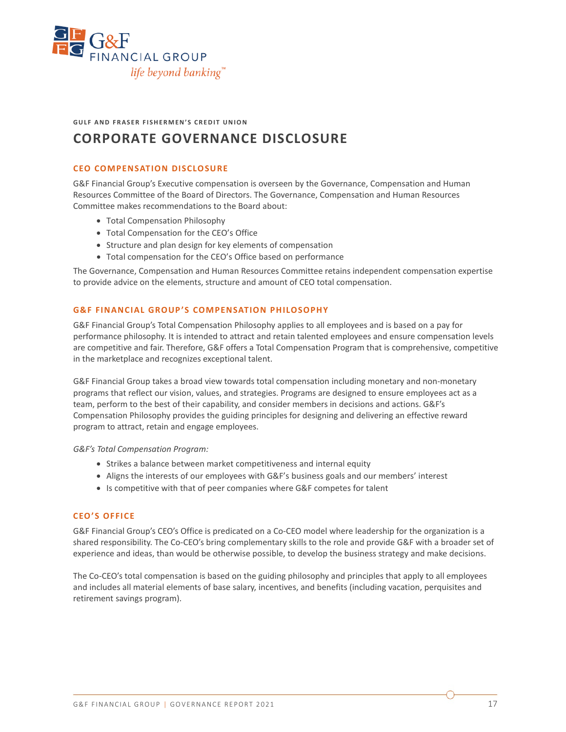GULF AND FRASER FISHERMEN'S CREDIT UNION

# CORPORATE GOVERNANCE DISCLOSURE

## CEO COMPENSATION DISCLOSURE

G&F Financial Group's Executive compensation is overseen by the Governance, Compensation and Human Resources Committee of the Board of Directors. The Governance, Compensation and Human Resources Committee makes recommendations to the Board about:

- Total Compensation Philosophy
- Total Compensation for the CEO's Office
- Structure and plan design for key elements of compensation
- Total compensation for the CEO's Office based on performance

The Governance, Compensation and Human Resources Committee retains independent compensation expertise to provide advice on the elements, structure and amount of CEO total compensation.

## G&F FINANCIAL GROUP'S COMPENSATION PHILOSOPHY

G&F Financial Group's Total Compensation Philosophy applies to all employees and is based on a pay for performance philosophy. It is intended to attract and retain talented employees and ensure compensation levels are competitive and fair. Therefore, G&F offers a Total Compensation Program that is comprehensive, competitive in the marketplace and recognizes exceptional talent.

G&F Financial Group takes a broad view towards total compensation including monetary and non-monetary programs that reflect our vision, values, and strategies. Programs are designed to ensure employees act as a team, perform to the best of their capability, and consider members in decisions and actions. G&F's Compensation Philosophy provides the guiding principles for designing and delivering an effective reward program to attract, retain and engage employees.

*G&F's Total Compensation Program:*

- Strikes a balance between market competitiveness and internal equity
- Aligns the interests of our employees with G&F's business goals and our members' interest
- Is competitive with that of peer companies where G&F competes for talent

## CEO'S OFFICE

G&F Financial Group's CEO's Office is predicated on a Co-CEO model where leadership for the organization is a shared responsibility. The Co-CEO's bring complementary skills to the role and provide G&F with a broader set of experience and ideas, than would be otherwise possible, to develop the business strategy and make decisions.

The Co-CEO's total compensation is based on the guiding philosophy and principles that apply to all employees and includes all material elements of base salary, incentives, and benefits (including vacation, perquisites and retirement savings program).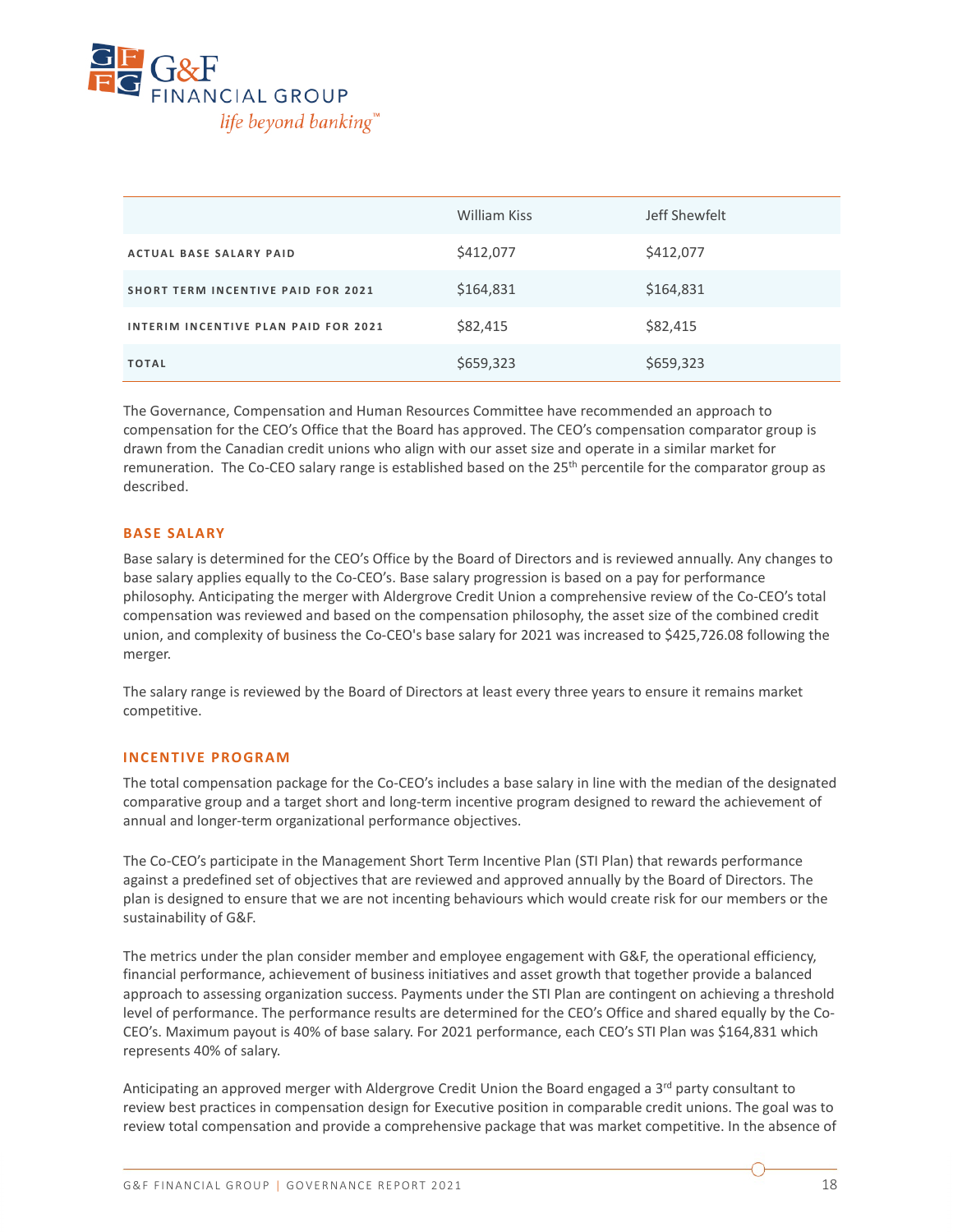| | William Kiss | Jeff Shewfelt |
|---|---|---|
| ACTUAL BASE SALARY PAID | $412,077 | $412,077 |
| SHORT TERM INCENTIVE PAID FOR 2021 | $164,831 | $164,831 |
| INTERIM INCENTIVE PLAN PAID FOR 2021 | $82,415 | $82,415 |
| TOTAL | $659,323 | $659,323 |

The Governance, Compensation and Human Resources Committee have recommended an approach to compensation for the CEO's Office that the Board has approved. The CEO's compensation comparator group is drawn from the Canadian credit unions who align with our asset size and operate in a similar market for remuneration. The Co-CEO salary range is established based on the 25th percentile for the comparator group as described.

### BASE SALARY

Base salary is determined for the CEO's Office by the Board of Directors and is reviewed annually. Any changes to base salary applies equally to the Co-CEO's. Base salary progression is based on a pay for performance philosophy. Anticipating the merger with Aldergrove Credit Union a comprehensive review of the Co-CEO's total compensation was reviewed and based on the compensation philosophy, the asset size of the combined credit union, and complexity of business the Co-CEO's base salary for 2021 was increased to $425,726.08 following the merger.

The salary range is reviewed by the Board of Directors at least every three years to ensure it remains market competitive.

### INCENTIVE PROGRAM

The total compensation package for the Co-CEO's includes a base salary in line with the median of the designated comparative group and a target short and long-term incentive program designed to reward the achievement of annual and longer-term organizational performance objectives.

The Co-CEO's participate in the Management Short Term Incentive Plan (STI Plan) that rewards performance against a predefined set of objectives that are reviewed and approved annually by the Board of Directors. The plan is designed to ensure that we are not incenting behaviours which would create risk for our members or the sustainability of G&F.

The metrics under the plan consider member and employee engagement with G&F, the operational efficiency, financial performance, achievement of business initiatives and asset growth that together provide a balanced approach to assessing organization success. Payments under the STI Plan are contingent on achieving a threshold level of performance. The performance results are determined for the CEO's Office and shared equally by the Co-CEO's. Maximum payout is 40% of base salary. For 2021 performance, each CEO's STI Plan was $164,831 which represents 40% of salary.

Anticipating an approved merger with Aldergrove Credit Union the Board engaged a 3rd party consultant to review best practices in compensation design for Executive position in comparable credit unions. The goal was to review total compensation and provide a comprehensive package that was market competitive. In the absence of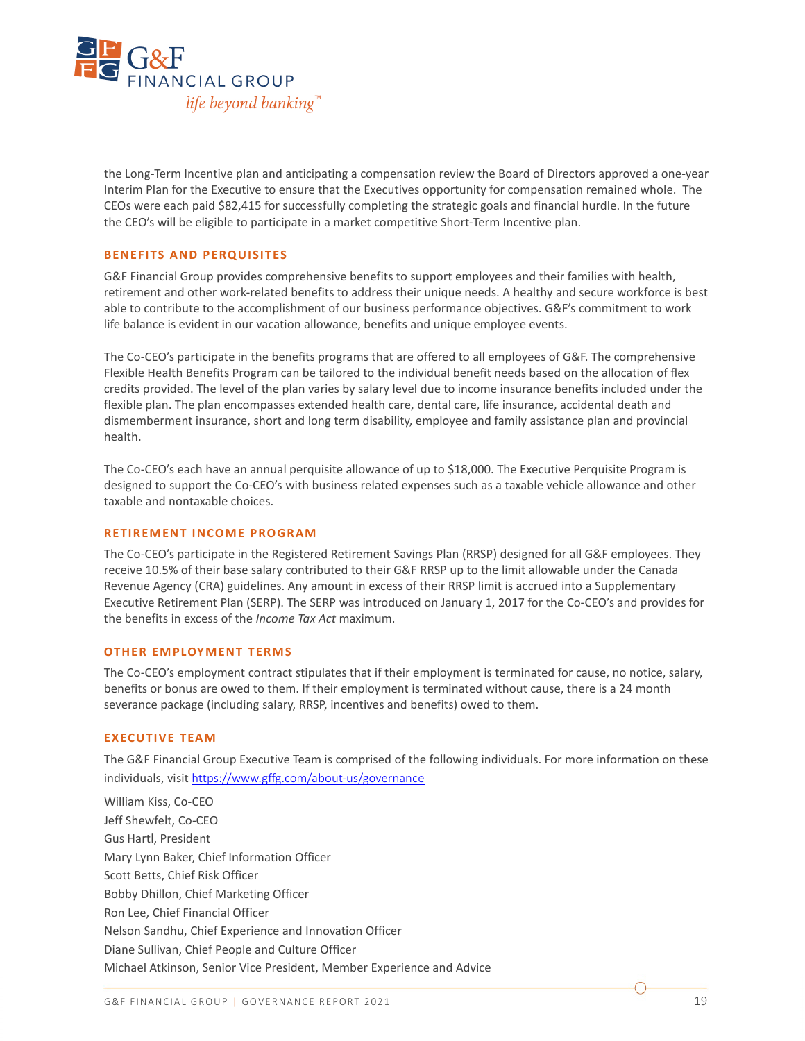the Long-Term Incentive plan and anticipating a compensation review the Board of Directors approved a one-year Interim Plan for the Executive to ensure that the Executives opportunity for compensation remained whole. The CEOs were each paid $82,415 for successfully completing the strategic goals and financial hurdle. In the future the CEO's will be eligible to participate in a market competitive Short-Term Incentive plan.

## BENEFITS AND PERQUISITES

G&F Financial Group provides comprehensive benefits to support employees and their families with health, retirement and other work-related benefits to address their unique needs. A healthy and secure workforce is best able to contribute to the accomplishment of our business performance objectives. G&F's commitment to work life balance is evident in our vacation allowance, benefits and unique employee events.

The Co-CEO's participate in the benefits programs that are offered to all employees of G&F. The comprehensive Flexible Health Benefits Program can be tailored to the individual benefit needs based on the allocation of flex credits provided. The level of the plan varies by salary level due to income insurance benefits included under the flexible plan. The plan encompasses extended health care, dental care, life insurance, accidental death and dismemberment insurance, short and long term disability, employee and family assistance plan and provincial health.

The Co-CEO's each have an annual perquisite allowance of up to $18,000. The Executive Perquisite Program is designed to support the Co-CEO's with business related expenses such as a taxable vehicle allowance and other taxable and nontaxable choices.

## RETIREMENT INCOME PROGRAM

The Co-CEO's participate in the Registered Retirement Savings Plan (RRSP) designed for all G&F employees. They receive 10.5% of their base salary contributed to their G&F RRSP up to the limit allowable under the Canada Revenue Agency (CRA) guidelines. Any amount in excess of their RRSP limit is accrued into a Supplementary Executive Retirement Plan (SERP). The SERP was introduced on January 1, 2017 for the Co-CEO's and provides for the benefits in excess of the *Income Tax Act* maximum.

## OTHER EMPLOYMENT TERMS

The Co-CEO's employment contract stipulates that if their employment is terminated for cause, no notice, salary, benefits or bonus are owed to them. If their employment is terminated without cause, there is a 24 month severance package (including salary, RRSP, incentives and benefits) owed to them.

## EXECUTIVE TEAM

The G&F Financial Group Executive Team is comprised of the following individuals. For more information on these individuals, visit https://www.gffg.com/about-us/governance

William Kiss, Co-CEO
Jeff Shewfelt, Co-CEO
Gus Hartl, President
Mary Lynn Baker, Chief Information Officer
Scott Betts, Chief Risk Officer
Bobby Dhillon, Chief Marketing Officer
Ron Lee, Chief Financial Officer
Nelson Sandhu, Chief Experience and Innovation Officer
Diane Sullivan, Chief People and Culture Officer
Michael Atkinson, Senior Vice President, Member Experience and Advice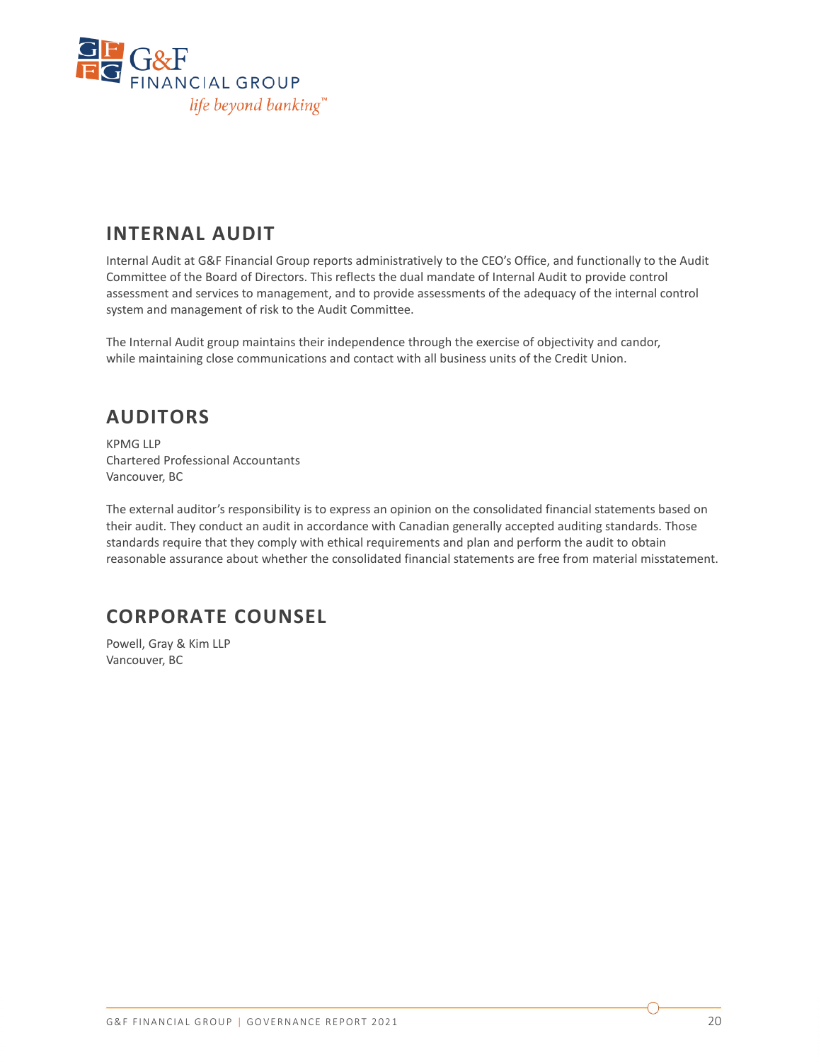## INTERNAL AUDIT

Internal Audit at G&F Financial Group reports administratively to the CEO's Office, and functionally to the Audit Committee of the Board of Directors. This reflects the dual mandate of Internal Audit to provide control assessment and services to management, and to provide assessments of the adequacy of the internal control system and management of risk to the Audit Committee.

The Internal Audit group maintains their independence through the exercise of objectivity and candor, while maintaining close communications and contact with all business units of the Credit Union.

## AUDITORS

KPMG LLP
Chartered Professional Accountants
Vancouver, BC

The external auditor's responsibility is to express an opinion on the consolidated financial statements based on their audit. They conduct an audit in accordance with Canadian generally accepted auditing standards. Those standards require that they comply with ethical requirements and plan and perform the audit to obtain reasonable assurance about whether the consolidated financial statements are free from material misstatement.

## CORPORATE COUNSEL

Powell, Gray & Kim LLP
Vancouver, BC